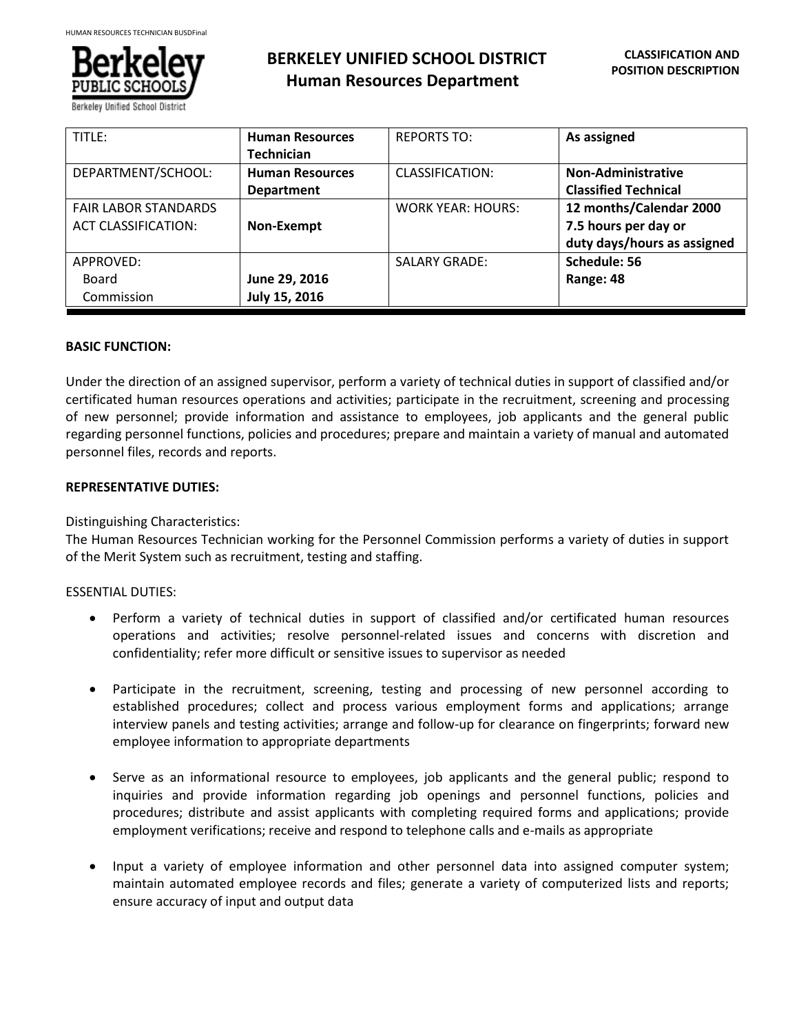# BERKELEY UNIFIED SCHOOL DISTRICT
## Human Resources Department

**CLASSIFICATION AND POSITION DESCRIPTION**

| TITLE: | **Human Resources Technician** | REPORTS TO: | **As assigned** |
|---|---|---|---|
| DEPARTMENT/SCHOOL: | **Human Resources Department** | CLASSIFICATION: | **Non-Administrative Classified Technical** |
| FAIR LABOR STANDARDS ACT CLASSIFICATION: | **Non-Exempt** | WORK YEAR: HOURS: | **12 months/Calendar 2000 7.5 hours per day or duty days/hours as assigned** |
| APPROVED: Board Commission | **June 29, 2016** **July 15, 2016** | SALARY GRADE: | **Schedule: 56 Range: 48** |

**BASIC FUNCTION:**

Under the direction of an assigned supervisor, perform a variety of technical duties in support of classified and/or certificated human resources operations and activities; participate in the recruitment, screening and processing of new personnel; provide information and assistance to employees, job applicants and the general public regarding personnel functions, policies and procedures; prepare and maintain a variety of manual and automated personnel files, records and reports.

**REPRESENTATIVE DUTIES:**

Distinguishing Characteristics:
The Human Resources Technician working for the Personnel Commission performs a variety of duties in support of the Merit System such as recruitment, testing and staffing.

ESSENTIAL DUTIES:

- Perform a variety of technical duties in support of classified and/or certificated human resources operations and activities; resolve personnel-related issues and concerns with discretion and confidentiality; refer more difficult or sensitive issues to supervisor as needed
- Participate in the recruitment, screening, testing and processing of new personnel according to established procedures; collect and process various employment forms and applications; arrange interview panels and testing activities; arrange and follow-up for clearance on fingerprints; forward new employee information to appropriate departments
- Serve as an informational resource to employees, job applicants and the general public; respond to inquiries and provide information regarding job openings and personnel functions, policies and procedures; distribute and assist applicants with completing required forms and applications; provide employment verifications; receive and respond to telephone calls and e-mails as appropriate
- Input a variety of employee information and other personnel data into assigned computer system; maintain automated employee records and files; generate a variety of computerized lists and reports; ensure accuracy of input and output data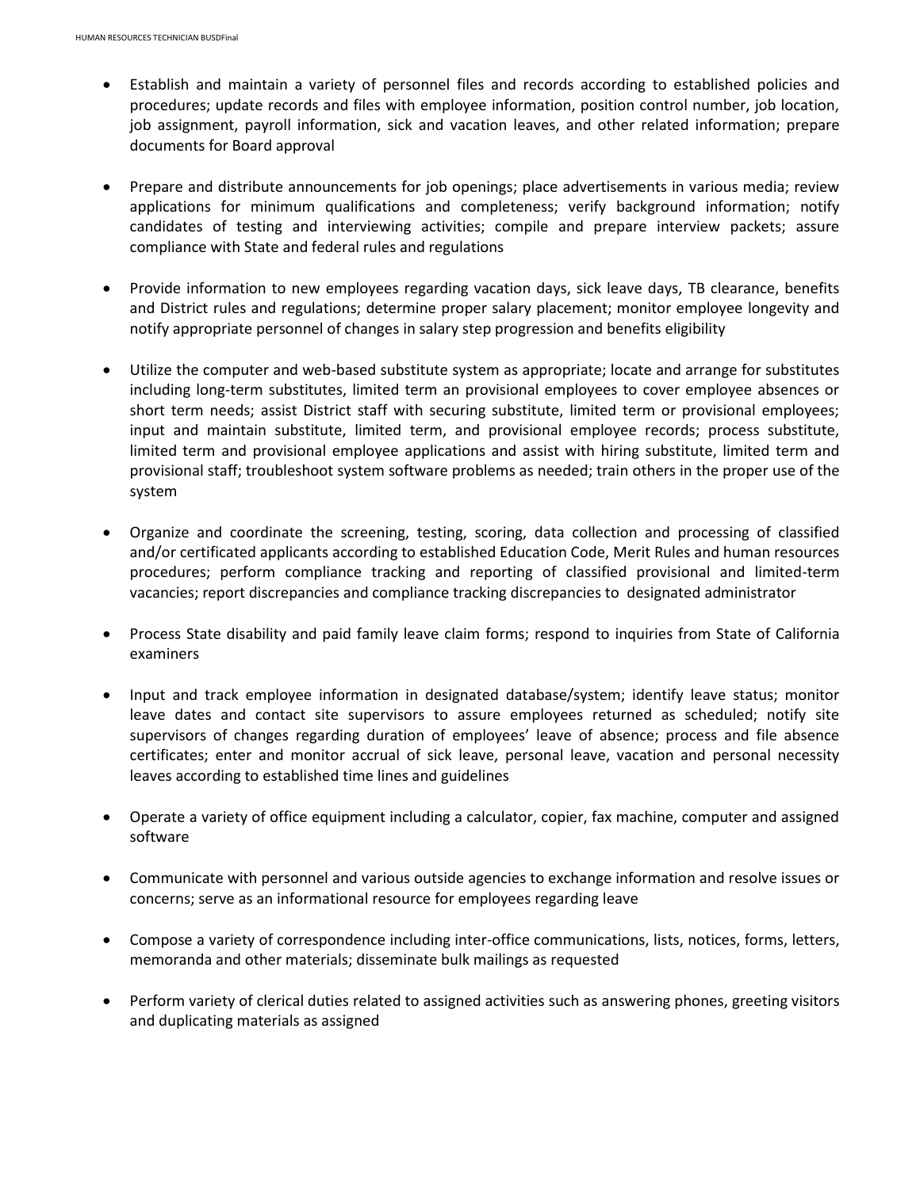- Establish and maintain a variety of personnel files and records according to established policies and procedures; update records and files with employee information, position control number, job location, job assignment, payroll information, sick and vacation leaves, and other related information; prepare documents for Board approval

- Prepare and distribute announcements for job openings; place advertisements in various media; review applications for minimum qualifications and completeness; verify background information; notify candidates of testing and interviewing activities; compile and prepare interview packets; assure compliance with State and federal rules and regulations

- Provide information to new employees regarding vacation days, sick leave days, TB clearance, benefits and District rules and regulations; determine proper salary placement; monitor employee longevity and notify appropriate personnel of changes in salary step progression and benefits eligibility

- Utilize the computer and web-based substitute system as appropriate; locate and arrange for substitutes including long-term substitutes, limited term an provisional employees to cover employee absences or short term needs; assist District staff with securing substitute, limited term or provisional employees; input and maintain substitute, limited term, and provisional employee records; process substitute, limited term and provisional employee applications and assist with hiring substitute, limited term and provisional staff; troubleshoot system software problems as needed; train others in the proper use of the system

- Organize and coordinate the screening, testing, scoring, data collection and processing of classified and/or certificated applicants according to established Education Code, Merit Rules and human resources procedures; perform compliance tracking and reporting of classified provisional and limited-term vacancies; report discrepancies and compliance tracking discrepancies to designated administrator

- Process State disability and paid family leave claim forms; respond to inquiries from State of California examiners

- Input and track employee information in designated database/system; identify leave status; monitor leave dates and contact site supervisors to assure employees returned as scheduled; notify site supervisors of changes regarding duration of employees' leave of absence; process and file absence certificates; enter and monitor accrual of sick leave, personal leave, vacation and personal necessity leaves according to established time lines and guidelines

- Operate a variety of office equipment including a calculator, copier, fax machine, computer and assigned software

- Communicate with personnel and various outside agencies to exchange information and resolve issues or concerns; serve as an informational resource for employees regarding leave

- Compose a variety of correspondence including inter-office communications, lists, notices, forms, letters, memoranda and other materials; disseminate bulk mailings as requested

- Perform variety of clerical duties related to assigned activities such as answering phones, greeting visitors and duplicating materials as assigned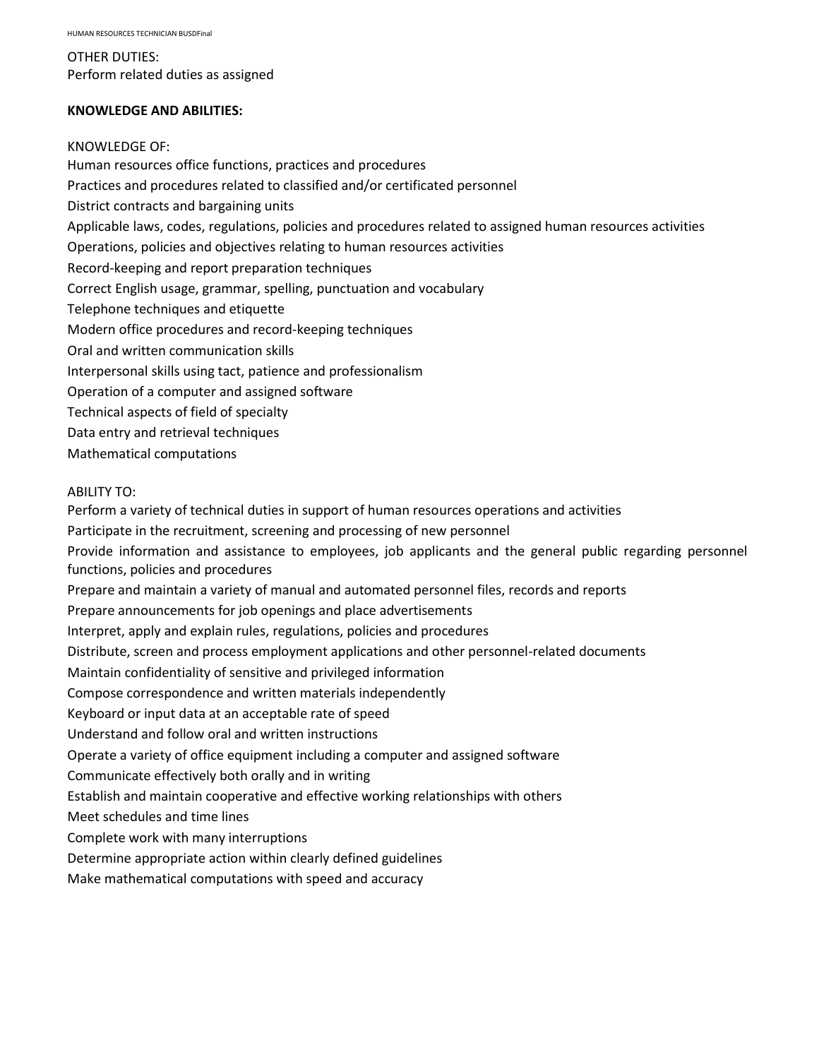OTHER DUTIES:
Perform related duties as assigned

**KNOWLEDGE AND ABILITIES:**

KNOWLEDGE OF:
Human resources office functions, practices and procedures
Practices and procedures related to classified and/or certificated personnel
District contracts and bargaining units
Applicable laws, codes, regulations, policies and procedures related to assigned human resources activities
Operations, policies and objectives relating to human resources activities
Record-keeping and report preparation techniques
Correct English usage, grammar, spelling, punctuation and vocabulary
Telephone techniques and etiquette
Modern office procedures and record-keeping techniques
Oral and written communication skills
Interpersonal skills using tact, patience and professionalism
Operation of a computer and assigned software
Technical aspects of field of specialty
Data entry and retrieval techniques
Mathematical computations

ABILITY TO:
Perform a variety of technical duties in support of human resources operations and activities
Participate in the recruitment, screening and processing of new personnel
Provide information and assistance to employees, job applicants and the general public regarding personnel functions, policies and procedures
Prepare and maintain a variety of manual and automated personnel files, records and reports
Prepare announcements for job openings and place advertisements
Interpret, apply and explain rules, regulations, policies and procedures
Distribute, screen and process employment applications and other personnel-related documents
Maintain confidentiality of sensitive and privileged information
Compose correspondence and written materials independently
Keyboard or input data at an acceptable rate of speed
Understand and follow oral and written instructions
Operate a variety of office equipment including a computer and assigned software
Communicate effectively both orally and in writing
Establish and maintain cooperative and effective working relationships with others
Meet schedules and time lines
Complete work with many interruptions
Determine appropriate action within clearly defined guidelines
Make mathematical computations with speed and accuracy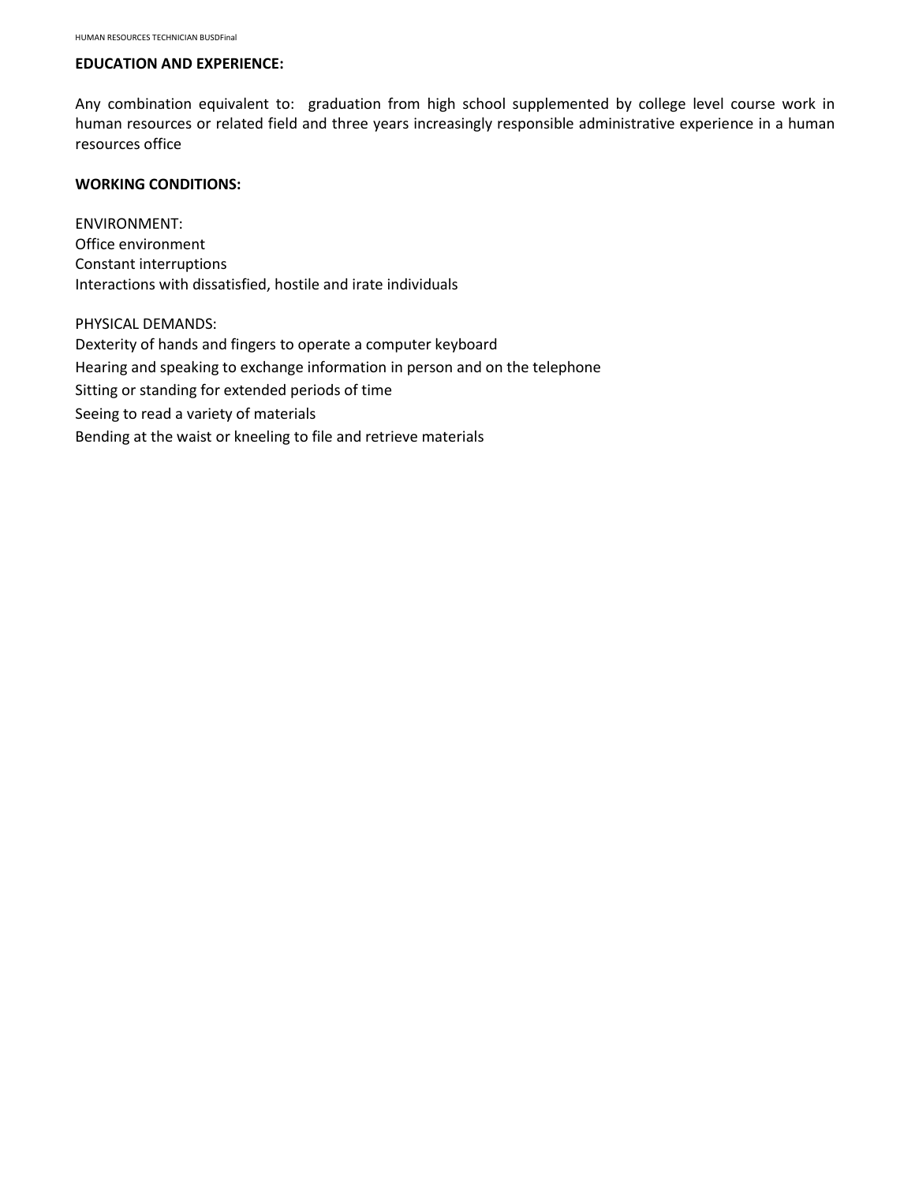**EDUCATION AND EXPERIENCE:**

Any combination equivalent to: graduation from high school supplemented by college level course work in human resources or related field and three years increasingly responsible administrative experience in a human resources office

**WORKING CONDITIONS:**

ENVIRONMENT:
Office environment
Constant interruptions
Interactions with dissatisfied, hostile and irate individuals

PHYSICAL DEMANDS:
Dexterity of hands and fingers to operate a computer keyboard
Hearing and speaking to exchange information in person and on the telephone
Sitting or standing for extended periods of time
Seeing to read a variety of materials
Bending at the waist or kneeling to file and retrieve materials